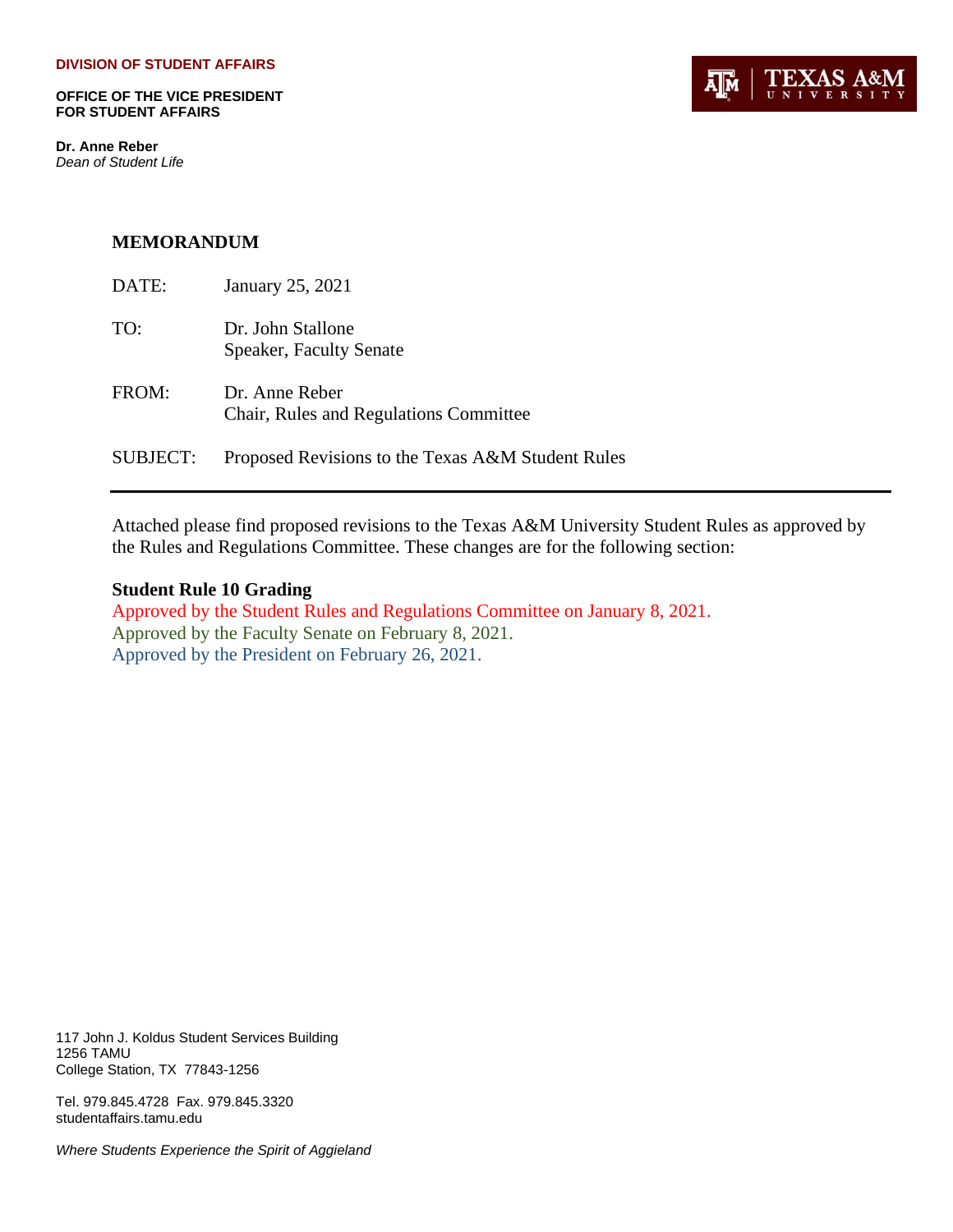**DIVISION OF STUDENT AFFAIRS**

**OFFICE OF THE VICE PRESIDENT FOR STUDENT AFFAIRS**

**Dr. Anne Reber**
*Dean of Student Life*

TEXAS A&M UNIVERSITY

## MEMORANDUM

DATE: January 25, 2021

TO: Dr. John Stallone
Speaker, Faculty Senate

FROM: Dr. Anne Reber
Chair, Rules and Regulations Committee

SUBJECT: Proposed Revisions to the Texas A&M Student Rules

---

Attached please find proposed revisions to the Texas A&M University Student Rules as approved by the Rules and Regulations Committee. These changes are for the following section:

**Student Rule 10 Grading**
Approved by the Student Rules and Regulations Committee on January 8, 2021.
Approved by the Faculty Senate on February 8, 2021.
Approved by the President on February 26, 2021.

117 John J. Koldus Student Services Building
1256 TAMU
College Station, TX 77843-1256

Tel. 979.845.4728 Fax. 979.845.3320
studentaffairs.tamu.edu

*Where Students Experience the Spirit of Aggieland*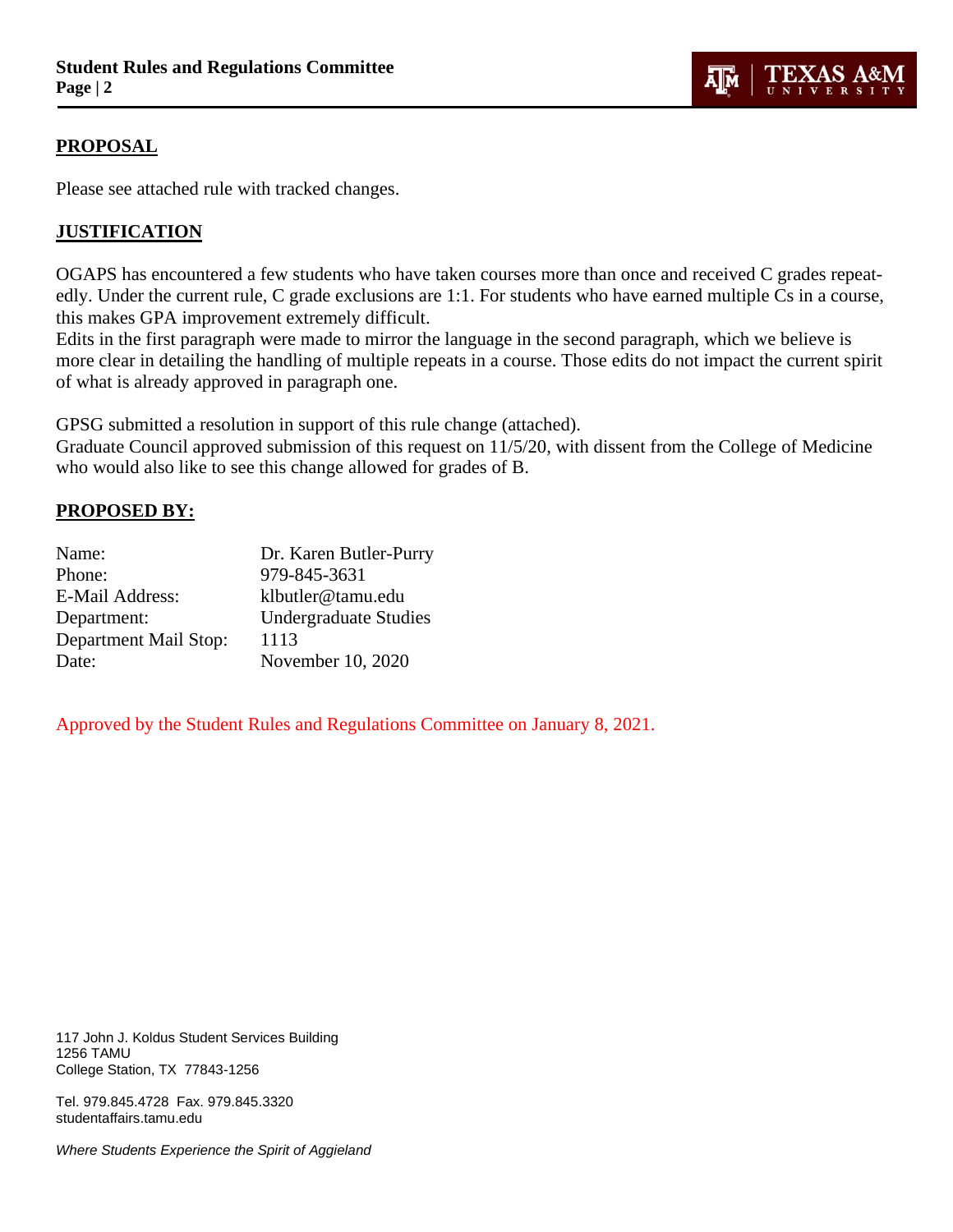## PROPOSAL

Please see attached rule with tracked changes.

## JUSTIFICATION

OGAPS has encountered a few students who have taken courses more than once and received C grades repeatedly. Under the current rule, C grade exclusions are 1:1. For students who have earned multiple Cs in a course, this makes GPA improvement extremely difficult.
Edits in the first paragraph were made to mirror the language in the second paragraph, which we believe is more clear in detailing the handling of multiple repeats in a course. Those edits do not impact the current spirit of what is already approved in paragraph one.

GPSG submitted a resolution in support of this rule change (attached).
Graduate Council approved submission of this request on 11/5/20, with dissent from the College of Medicine who would also like to see this change allowed for grades of B.

## PROPOSED BY:

| | |
|---|---|
| Name: | Dr. Karen Butler-Purry |
| Phone: | 979-845-3631 |
| E-Mail Address: | klbutler@tamu.edu |
| Department: | Undergraduate Studies |
| Department Mail Stop: | 1113 |
| Date: | November 10, 2020 |

Approved by the Student Rules and Regulations Committee on January 8, 2021.

117 John J. Koldus Student Services Building
1256 TAMU
College Station, TX 77843-1256

Tel. 979.845.4728 Fax. 979.845.3320
studentaffairs.tamu.edu

*Where Students Experience the Spirit of Aggieland*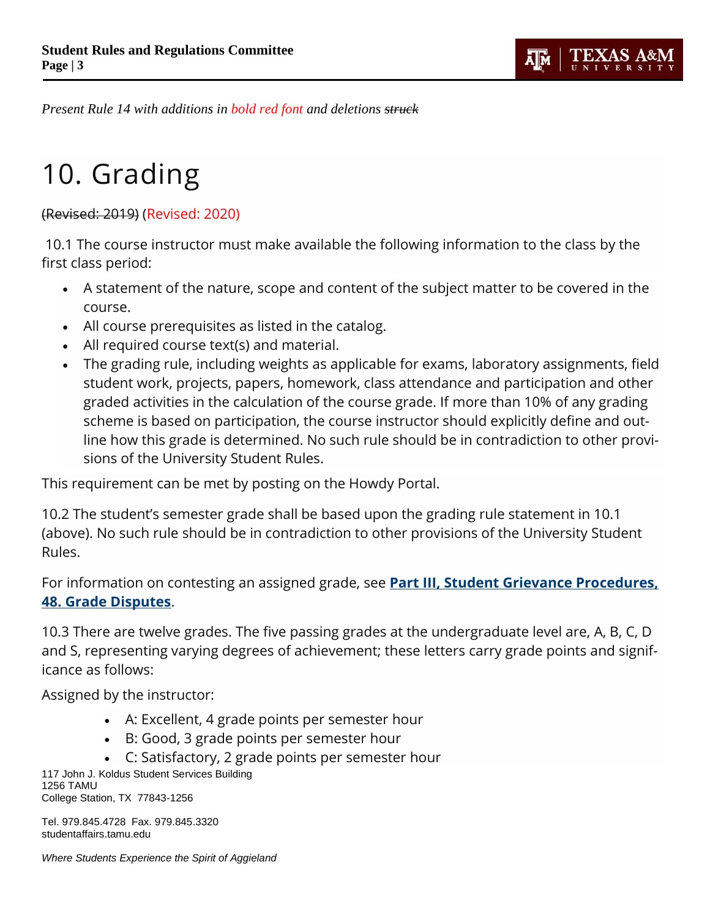*Present Rule 14 with additions in **bold red font** and deletions ~~struck~~*

# 10. Grading

~~(Revised: 2019)~~ (Revised: 2020)

10.1 The course instructor must make available the following information to the class by the first class period:

- A statement of the nature, scope and content of the subject matter to be covered in the course.
- All course prerequisites as listed in the catalog.
- All required course text(s) and material.
- The grading rule, including weights as applicable for exams, laboratory assignments, field student work, projects, papers, homework, class attendance and participation and other graded activities in the calculation of the course grade. If more than 10% of any grading scheme is based on participation, the course instructor should explicitly define and outline how this grade is determined. No such rule should be in contradiction to other provisions of the University Student Rules.

This requirement can be met by posting on the Howdy Portal.

10.2 The student's semester grade shall be based upon the grading rule statement in 10.1 (above). No such rule should be in contradiction to other provisions of the University Student Rules.

For information on contesting an assigned grade, see **Part III, Student Grievance Procedures, 48. Grade Disputes**.

10.3 There are twelve grades. The five passing grades at the undergraduate level are, A, B, C, D and S, representing varying degrees of achievement; these letters carry grade points and significance as follows:

Assigned by the instructor:

- A: Excellent, 4 grade points per semester hour
- B: Good, 3 grade points per semester hour
- C: Satisfactory, 2 grade points per semester hour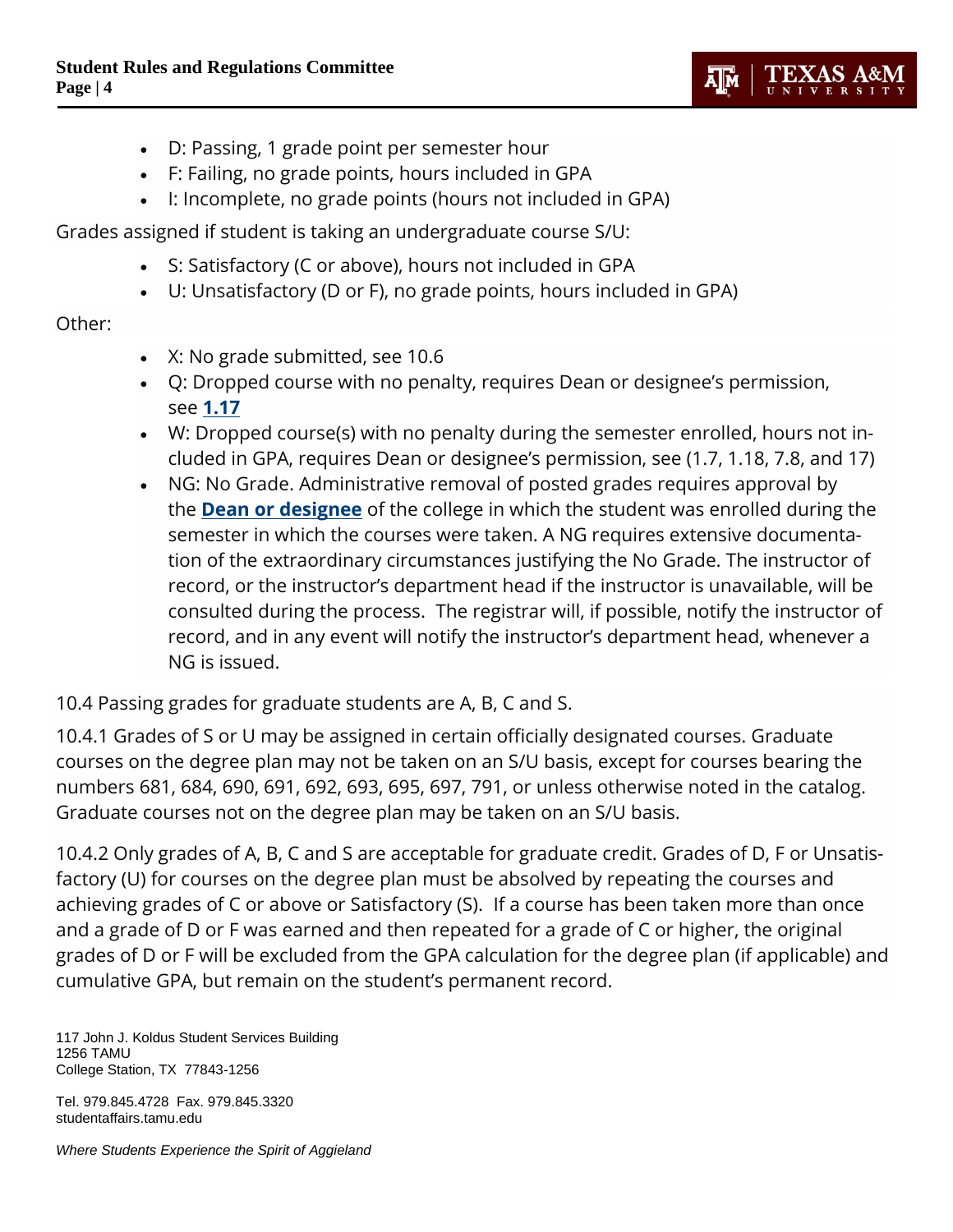- D: Passing, 1 grade point per semester hour
- F: Failing, no grade points, hours included in GPA
- I: Incomplete, no grade points (hours not included in GPA)

Grades assigned if student is taking an undergraduate course S/U:

- S: Satisfactory (C or above), hours not included in GPA
- U: Unsatisfactory (D or F), no grade points, hours included in GPA)

Other:

- X: No grade submitted, see 10.6
- Q: Dropped course with no penalty, requires Dean or designee's permission, see **1.17**
- W: Dropped course(s) with no penalty during the semester enrolled, hours not included in GPA, requires Dean or designee's permission, see (1.7, 1.18, 7.8, and 17)
- NG: No Grade. Administrative removal of posted grades requires approval by the **Dean or designee** of the college in which the student was enrolled during the semester in which the courses were taken. A NG requires extensive documentation of the extraordinary circumstances justifying the No Grade. The instructor of record, or the instructor's department head if the instructor is unavailable, will be consulted during the process. The registrar will, if possible, notify the instructor of record, and in any event will notify the instructor's department head, whenever a NG is issued.

10.4 Passing grades for graduate students are A, B, C and S.

10.4.1 Grades of S or U may be assigned in certain officially designated courses. Graduate courses on the degree plan may not be taken on an S/U basis, except for courses bearing the numbers 681, 684, 690, 691, 692, 693, 695, 697, 791, or unless otherwise noted in the catalog. Graduate courses not on the degree plan may be taken on an S/U basis.

10.4.2 Only grades of A, B, C and S are acceptable for graduate credit. Grades of D, F or Unsatisfactory (U) for courses on the degree plan must be absolved by repeating the courses and achieving grades of C or above or Satisfactory (S). If a course has been taken more than once and a grade of D or F was earned and then repeated for a grade of C or higher, the original grades of D or F will be excluded from the GPA calculation for the degree plan (if applicable) and cumulative GPA, but remain on the student's permanent record.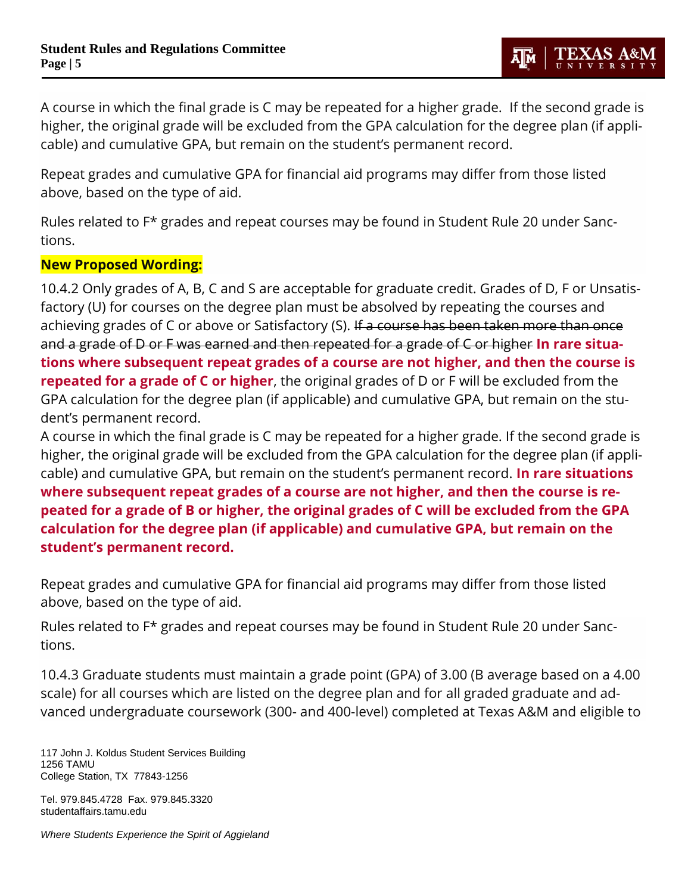A course in which the final grade is C may be repeated for a higher grade. If the second grade is higher, the original grade will be excluded from the GPA calculation for the degree plan (if applicable) and cumulative GPA, but remain on the student's permanent record.

Repeat grades and cumulative GPA for financial aid programs may differ from those listed above, based on the type of aid.

Rules related to F* grades and repeat courses may be found in Student Rule 20 under Sanctions.

**New Proposed Wording:**

10.4.2 Only grades of A, B, C and S are acceptable for graduate credit. Grades of D, F or Unsatisfactory (U) for courses on the degree plan must be absolved by repeating the courses and achieving grades of C or above or Satisfactory (S). ~~If a course has been taken more than once and a grade of D or F was earned and then repeated for a grade of C or higher~~ **In rare situations where subsequent repeat grades of a course are not higher, and then the course is repeated for a grade of C or higher**, the original grades of D or F will be excluded from the GPA calculation for the degree plan (if applicable) and cumulative GPA, but remain on the student's permanent record.

A course in which the final grade is C may be repeated for a higher grade. If the second grade is higher, the original grade will be excluded from the GPA calculation for the degree plan (if applicable) and cumulative GPA, but remain on the student's permanent record. **In rare situations where subsequent repeat grades of a course are not higher, and then the course is repeated for a grade of B or higher, the original grades of C will be excluded from the GPA calculation for the degree plan (if applicable) and cumulative GPA, but remain on the student's permanent record.**

Repeat grades and cumulative GPA for financial aid programs may differ from those listed above, based on the type of aid.

Rules related to F* grades and repeat courses may be found in Student Rule 20 under Sanctions.

10.4.3 Graduate students must maintain a grade point (GPA) of 3.00 (B average based on a 4.00 scale) for all courses which are listed on the degree plan and for all graded graduate and advanced undergraduate coursework (300- and 400-level) completed at Texas A&M and eligible to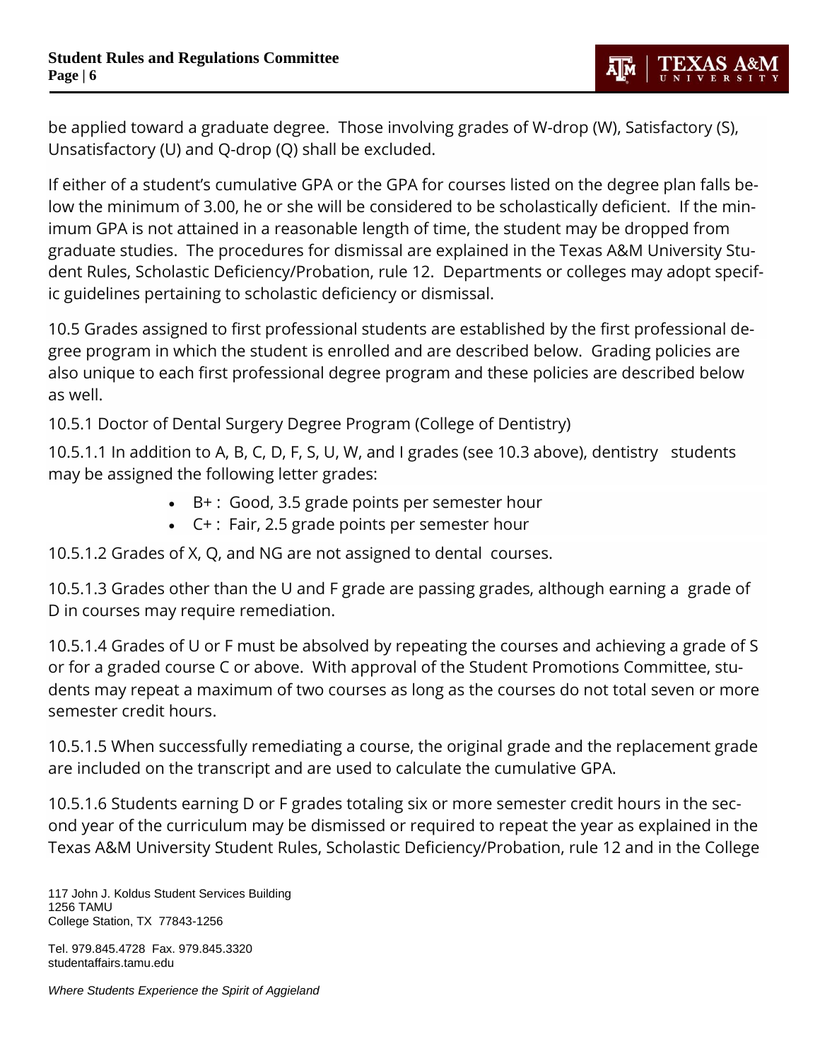be applied toward a graduate degree. Those involving grades of W-drop (W), Satisfactory (S), Unsatisfactory (U) and Q-drop (Q) shall be excluded.

If either of a student's cumulative GPA or the GPA for courses listed on the degree plan falls below the minimum of 3.00, he or she will be considered to be scholastically deficient. If the minimum GPA is not attained in a reasonable length of time, the student may be dropped from graduate studies. The procedures for dismissal are explained in the Texas A&M University Student Rules, Scholastic Deficiency/Probation, rule 12. Departments or colleges may adopt specific guidelines pertaining to scholastic deficiency or dismissal.

10.5 Grades assigned to first professional students are established by the first professional degree program in which the student is enrolled and are described below. Grading policies are also unique to each first professional degree program and these policies are described below as well.

10.5.1 Doctor of Dental Surgery Degree Program (College of Dentistry)

10.5.1.1 In addition to A, B, C, D, F, S, U, W, and I grades (see 10.3 above), dentistry students may be assigned the following letter grades:

- B+ : Good, 3.5 grade points per semester hour
- C+ : Fair, 2.5 grade points per semester hour

10.5.1.2 Grades of X, Q, and NG are not assigned to dental courses.

10.5.1.3 Grades other than the U and F grade are passing grades, although earning a grade of D in courses may require remediation.

10.5.1.4 Grades of U or F must be absolved by repeating the courses and achieving a grade of S or for a graded course C or above. With approval of the Student Promotions Committee, students may repeat a maximum of two courses as long as the courses do not total seven or more semester credit hours.

10.5.1.5 When successfully remediating a course, the original grade and the replacement grade are included on the transcript and are used to calculate the cumulative GPA.

10.5.1.6 Students earning D or F grades totaling six or more semester credit hours in the second year of the curriculum may be dismissed or required to repeat the year as explained in the Texas A&M University Student Rules, Scholastic Deficiency/Probation, rule 12 and in the College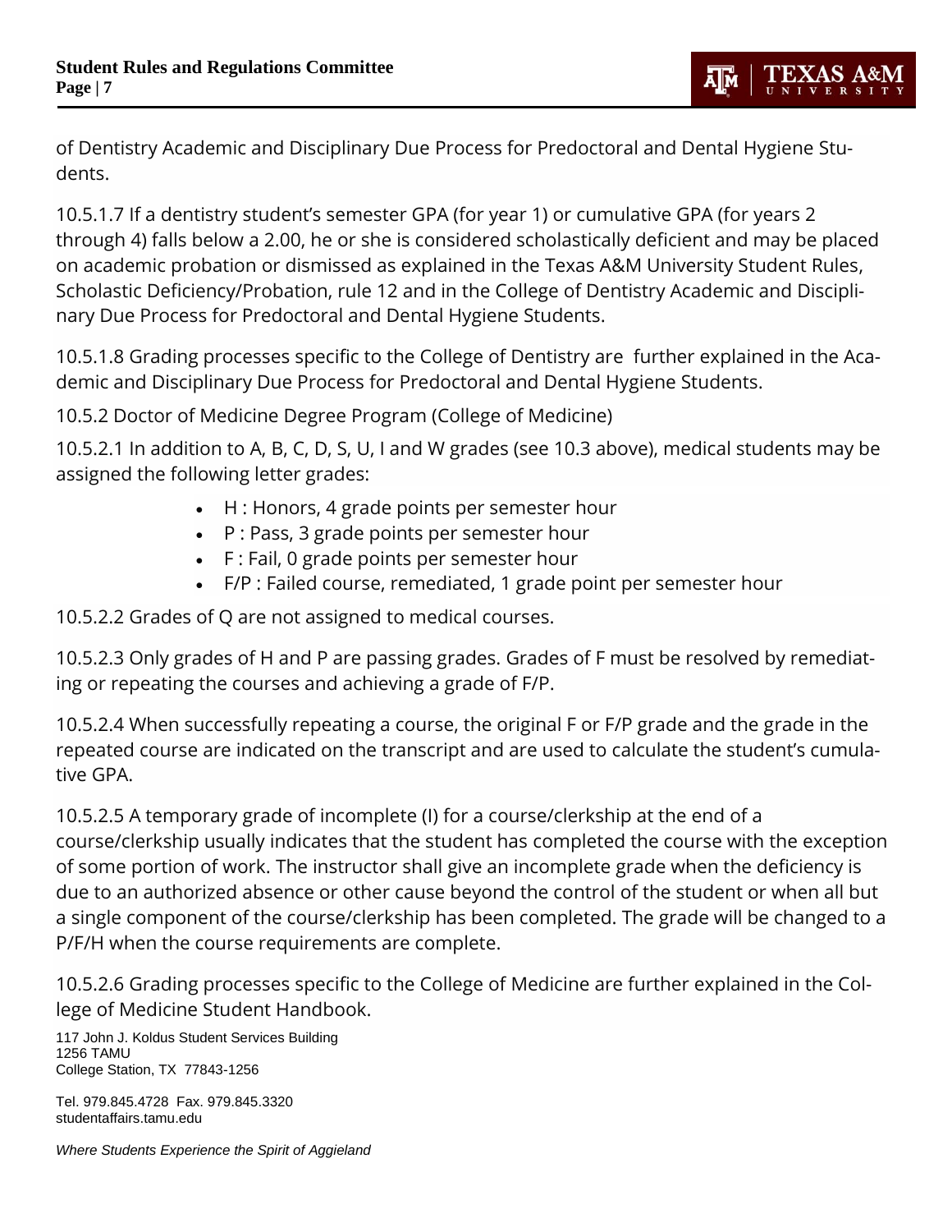of Dentistry Academic and Disciplinary Due Process for Predoctoral and Dental Hygiene Students.

10.5.1.7 If a dentistry student's semester GPA (for year 1) or cumulative GPA (for years 2 through 4) falls below a 2.00, he or she is considered scholastically deficient and may be placed on academic probation or dismissed as explained in the Texas A&M University Student Rules, Scholastic Deficiency/Probation, rule 12 and in the College of Dentistry Academic and Disciplinary Due Process for Predoctoral and Dental Hygiene Students.

10.5.1.8 Grading processes specific to the College of Dentistry are further explained in the Academic and Disciplinary Due Process for Predoctoral and Dental Hygiene Students.

10.5.2 Doctor of Medicine Degree Program (College of Medicine)

10.5.2.1 In addition to A, B, C, D, S, U, I and W grades (see 10.3 above), medical students may be assigned the following letter grades:

- H : Honors, 4 grade points per semester hour
- P : Pass, 3 grade points per semester hour
- F : Fail, 0 grade points per semester hour
- F/P : Failed course, remediated, 1 grade point per semester hour

10.5.2.2 Grades of Q are not assigned to medical courses.

10.5.2.3 Only grades of H and P are passing grades. Grades of F must be resolved by remediating or repeating the courses and achieving a grade of F/P.

10.5.2.4 When successfully repeating a course, the original F or F/P grade and the grade in the repeated course are indicated on the transcript and are used to calculate the student's cumulative GPA.

10.5.2.5 A temporary grade of incomplete (I) for a course/clerkship at the end of a course/clerkship usually indicates that the student has completed the course with the exception of some portion of work. The instructor shall give an incomplete grade when the deficiency is due to an authorized absence or other cause beyond the control of the student or when all but a single component of the course/clerkship has been completed. The grade will be changed to a P/F/H when the course requirements are complete.

10.5.2.6 Grading processes specific to the College of Medicine are further explained in the College of Medicine Student Handbook.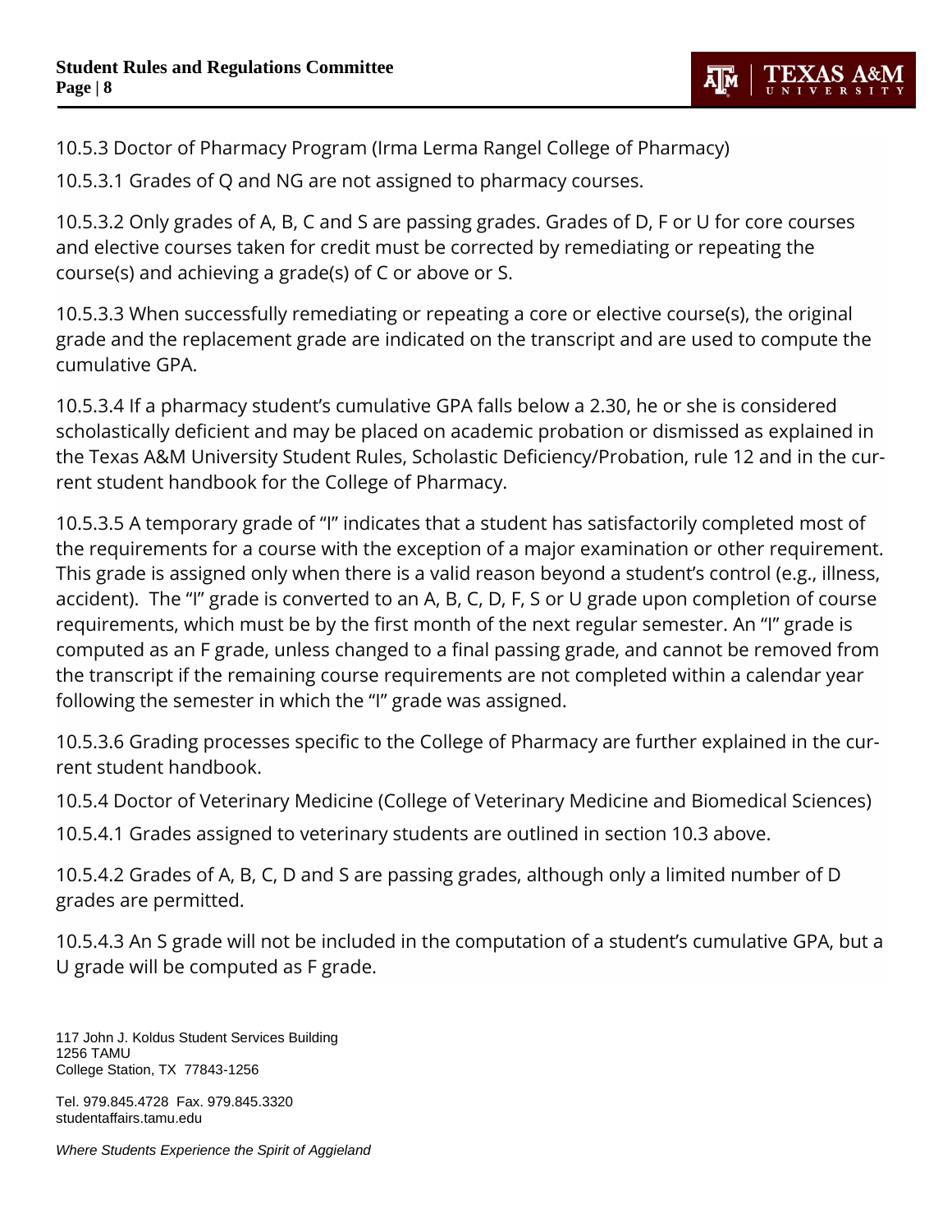10.5.3 Doctor of Pharmacy Program (Irma Lerma Rangel College of Pharmacy)

10.5.3.1 Grades of Q and NG are not assigned to pharmacy courses.

10.5.3.2 Only grades of A, B, C and S are passing grades. Grades of D, F or U for core courses and elective courses taken for credit must be corrected by remediating or repeating the course(s) and achieving a grade(s) of C or above or S.

10.5.3.3 When successfully remediating or repeating a core or elective course(s), the original grade and the replacement grade are indicated on the transcript and are used to compute the cumulative GPA.

10.5.3.4 If a pharmacy student's cumulative GPA falls below a 2.30, he or she is considered scholastically deficient and may be placed on academic probation or dismissed as explained in the Texas A&M University Student Rules, Scholastic Deficiency/Probation, rule 12 and in the current student handbook for the College of Pharmacy.

10.5.3.5 A temporary grade of "I" indicates that a student has satisfactorily completed most of the requirements for a course with the exception of a major examination or other requirement. This grade is assigned only when there is a valid reason beyond a student's control (e.g., illness, accident). The "I" grade is converted to an A, B, C, D, F, S or U grade upon completion of course requirements, which must be by the first month of the next regular semester. An "I" grade is computed as an F grade, unless changed to a final passing grade, and cannot be removed from the transcript if the remaining course requirements are not completed within a calendar year following the semester in which the "I" grade was assigned.

10.5.3.6 Grading processes specific to the College of Pharmacy are further explained in the current student handbook.

10.5.4 Doctor of Veterinary Medicine (College of Veterinary Medicine and Biomedical Sciences)

10.5.4.1 Grades assigned to veterinary students are outlined in section 10.3 above.

10.5.4.2 Grades of A, B, C, D and S are passing grades, although only a limited number of D grades are permitted.

10.5.4.3 An S grade will not be included in the computation of a student's cumulative GPA, but a U grade will be computed as F grade.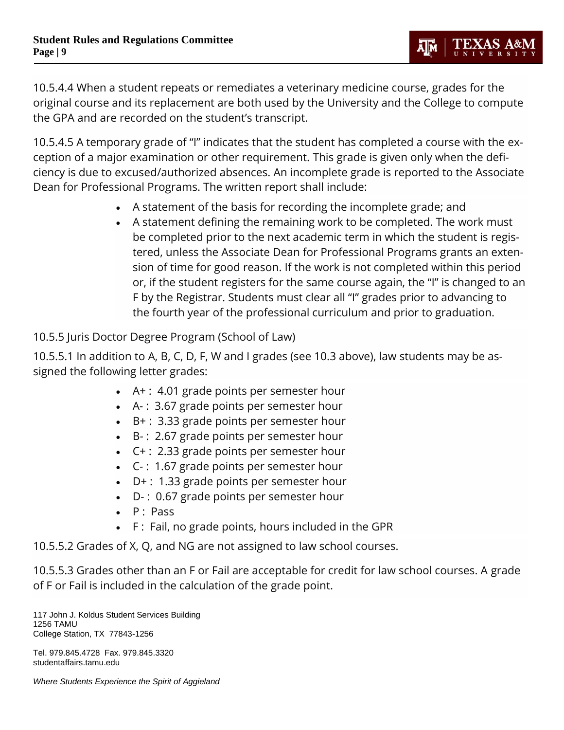10.5.4.4 When a student repeats or remediates a veterinary medicine course, grades for the original course and its replacement are both used by the University and the College to compute the GPA and are recorded on the student's transcript.

10.5.4.5 A temporary grade of "I" indicates that the student has completed a course with the exception of a major examination or other requirement. This grade is given only when the deficiency is due to excused/authorized absences. An incomplete grade is reported to the Associate Dean for Professional Programs. The written report shall include:

- A statement of the basis for recording the incomplete grade; and
- A statement defining the remaining work to be completed. The work must be completed prior to the next academic term in which the student is registered, unless the Associate Dean for Professional Programs grants an extension of time for good reason. If the work is not completed within this period or, if the student registers for the same course again, the "I" is changed to an F by the Registrar. Students must clear all "I" grades prior to advancing to the fourth year of the professional curriculum and prior to graduation.

10.5.5 Juris Doctor Degree Program (School of Law)

10.5.5.1 In addition to A, B, C, D, F, W and I grades (see 10.3 above), law students may be assigned the following letter grades:

- A+ : 4.01 grade points per semester hour
- A- : 3.67 grade points per semester hour
- B+ : 3.33 grade points per semester hour
- B- : 2.67 grade points per semester hour
- C+ : 2.33 grade points per semester hour
- C- : 1.67 grade points per semester hour
- D+ : 1.33 grade points per semester hour
- D- : 0.67 grade points per semester hour
- P : Pass
- F : Fail, no grade points, hours included in the GPR

10.5.5.2 Grades of X, Q, and NG are not assigned to law school courses.

10.5.5.3 Grades other than an F or Fail are acceptable for credit for law school courses. A grade of F or Fail is included in the calculation of the grade point.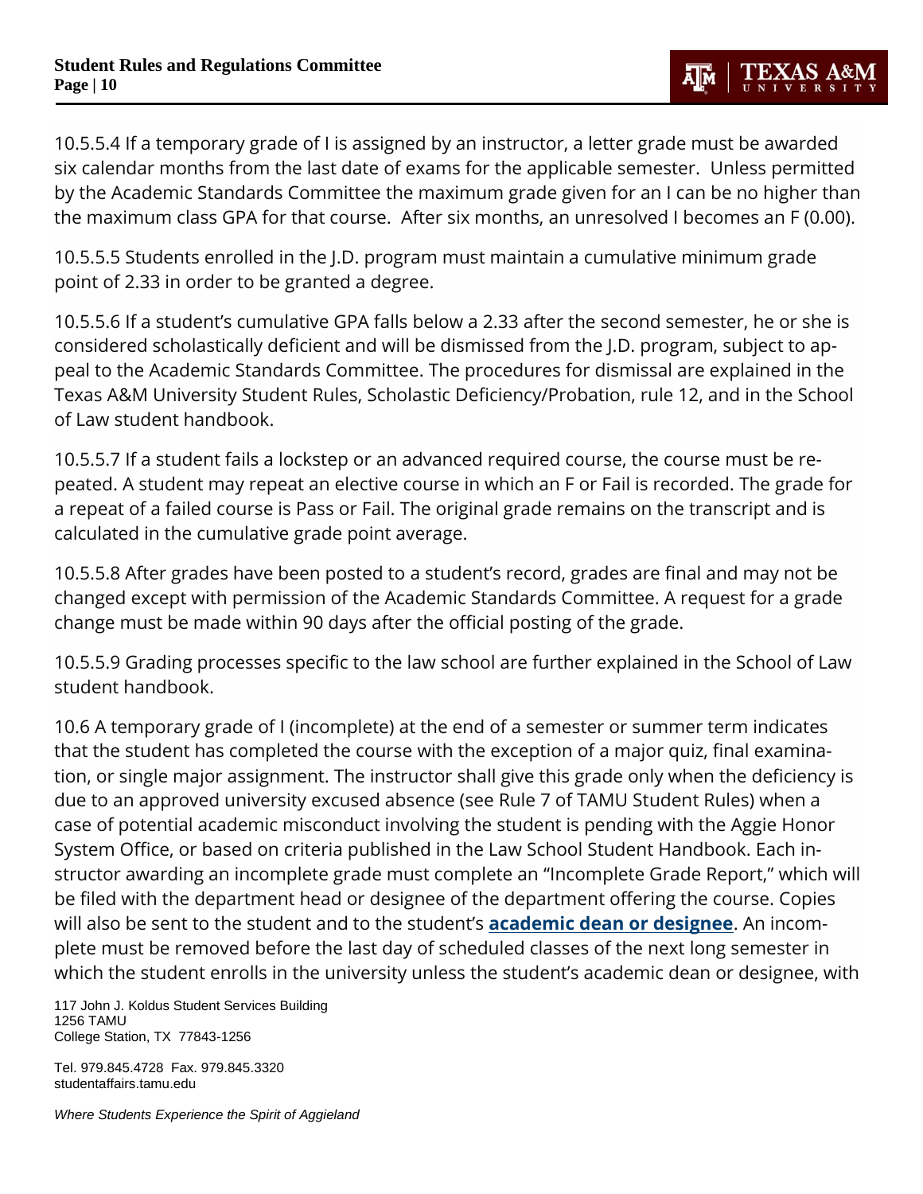10.5.5.4 If a temporary grade of I is assigned by an instructor, a letter grade must be awarded six calendar months from the last date of exams for the applicable semester. Unless permitted by the Academic Standards Committee the maximum grade given for an I can be no higher than the maximum class GPA for that course. After six months, an unresolved I becomes an F (0.00).

10.5.5.5 Students enrolled in the J.D. program must maintain a cumulative minimum grade point of 2.33 in order to be granted a degree.

10.5.5.6 If a student's cumulative GPA falls below a 2.33 after the second semester, he or she is considered scholastically deficient and will be dismissed from the J.D. program, subject to appeal to the Academic Standards Committee. The procedures for dismissal are explained in the Texas A&M University Student Rules, Scholastic Deficiency/Probation, rule 12, and in the School of Law student handbook.

10.5.5.7 If a student fails a lockstep or an advanced required course, the course must be repeated. A student may repeat an elective course in which an F or Fail is recorded. The grade for a repeat of a failed course is Pass or Fail. The original grade remains on the transcript and is calculated in the cumulative grade point average.

10.5.5.8 After grades have been posted to a student's record, grades are final and may not be changed except with permission of the Academic Standards Committee. A request for a grade change must be made within 90 days after the official posting of the grade.

10.5.5.9 Grading processes specific to the law school are further explained in the School of Law student handbook.

10.6 A temporary grade of I (incomplete) at the end of a semester or summer term indicates that the student has completed the course with the exception of a major quiz, final examination, or single major assignment. The instructor shall give this grade only when the deficiency is due to an approved university excused absence (see Rule 7 of TAMU Student Rules) when a case of potential academic misconduct involving the student is pending with the Aggie Honor System Office, or based on criteria published in the Law School Student Handbook. Each instructor awarding an incomplete grade must complete an "Incomplete Grade Report," which will be filed with the department head or designee of the department offering the course. Copies will also be sent to the student and to the student's **academic dean or designee**. An incomplete must be removed before the last day of scheduled classes of the next long semester in which the student enrolls in the university unless the student's academic dean or designee, with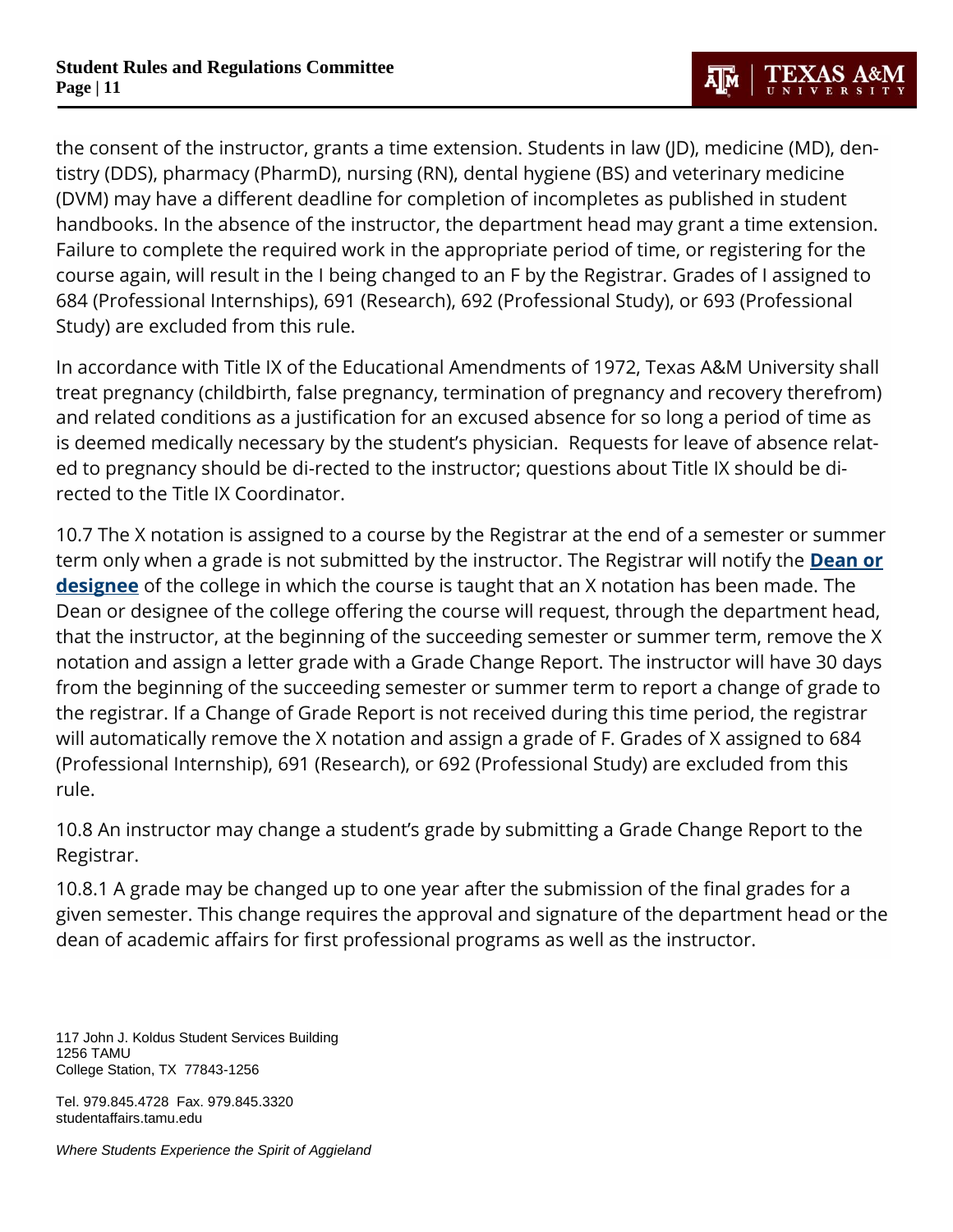the consent of the instructor, grants a time extension. Students in law (JD), medicine (MD), dentistry (DDS), pharmacy (PharmD), nursing (RN), dental hygiene (BS) and veterinary medicine (DVM) may have a different deadline for completion of incompletes as published in student handbooks. In the absence of the instructor, the department head may grant a time extension. Failure to complete the required work in the appropriate period of time, or registering for the course again, will result in the I being changed to an F by the Registrar. Grades of I assigned to 684 (Professional Internships), 691 (Research), 692 (Professional Study), or 693 (Professional Study) are excluded from this rule.

In accordance with Title IX of the Educational Amendments of 1972, Texas A&M University shall treat pregnancy (childbirth, false pregnancy, termination of pregnancy and recovery therefrom) and related conditions as a justification for an excused absence for so long a period of time as is deemed medically necessary by the student's physician. Requests for leave of absence related to pregnancy should be di-rected to the instructor; questions about Title IX should be directed to the Title IX Coordinator.

10.7 The X notation is assigned to a course by the Registrar at the end of a semester or summer term only when a grade is not submitted by the instructor. The Registrar will notify the **Dean or designee** of the college in which the course is taught that an X notation has been made. The Dean or designee of the college offering the course will request, through the department head, that the instructor, at the beginning of the succeeding semester or summer term, remove the X notation and assign a letter grade with a Grade Change Report. The instructor will have 30 days from the beginning of the succeeding semester or summer term to report a change of grade to the registrar. If a Change of Grade Report is not received during this time period, the registrar will automatically remove the X notation and assign a grade of F. Grades of X assigned to 684 (Professional Internship), 691 (Research), or 692 (Professional Study) are excluded from this rule.

10.8 An instructor may change a student's grade by submitting a Grade Change Report to the Registrar.

10.8.1 A grade may be changed up to one year after the submission of the final grades for a given semester. This change requires the approval and signature of the department head or the dean of academic affairs for first professional programs as well as the instructor.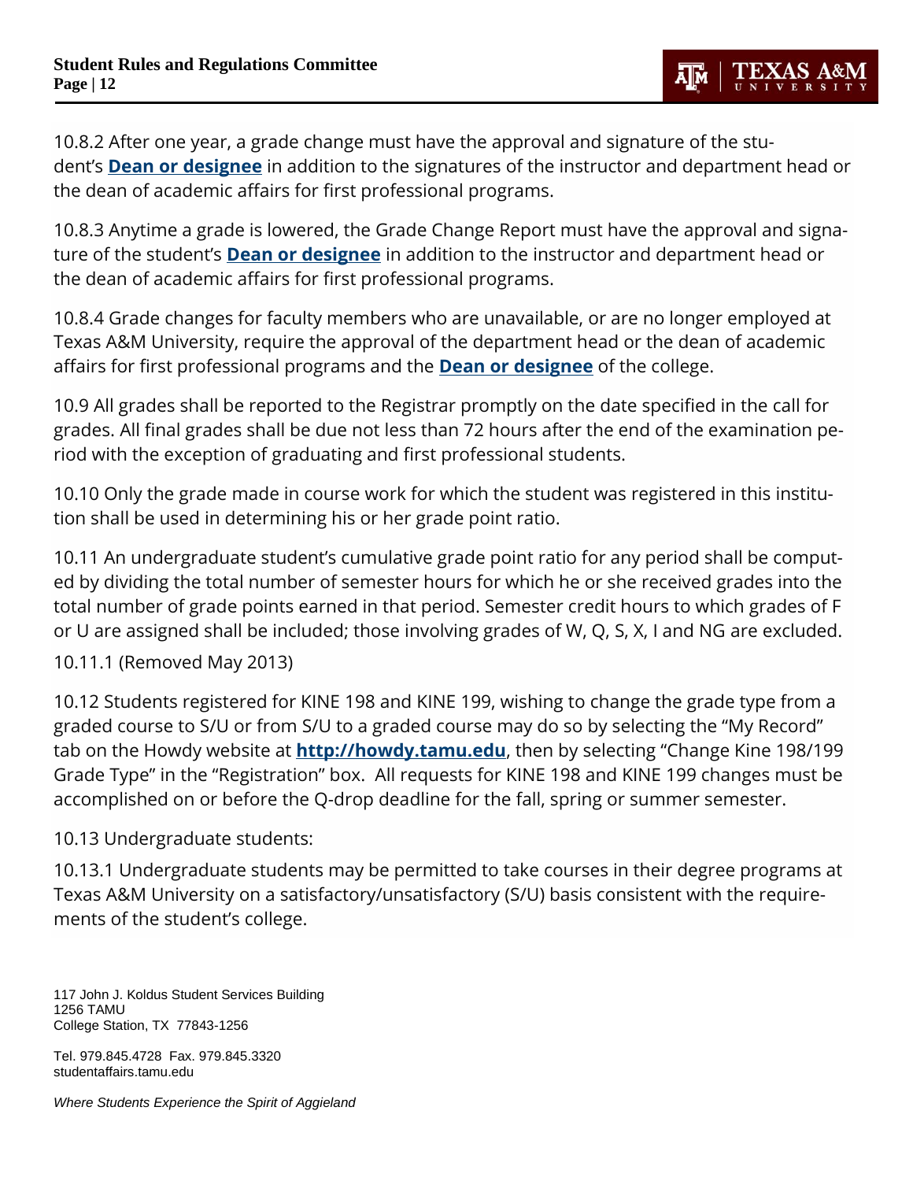10.8.2 After one year, a grade change must have the approval and signature of the student's **Dean or designee** in addition to the signatures of the instructor and department head or the dean of academic affairs for first professional programs.

10.8.3 Anytime a grade is lowered, the Grade Change Report must have the approval and signature of the student's **Dean or designee** in addition to the instructor and department head or the dean of academic affairs for first professional programs.

10.8.4 Grade changes for faculty members who are unavailable, or are no longer employed at Texas A&M University, require the approval of the department head or the dean of academic affairs for first professional programs and the **Dean or designee** of the college.

10.9 All grades shall be reported to the Registrar promptly on the date specified in the call for grades. All final grades shall be due not less than 72 hours after the end of the examination period with the exception of graduating and first professional students.

10.10 Only the grade made in course work for which the student was registered in this institution shall be used in determining his or her grade point ratio.

10.11 An undergraduate student's cumulative grade point ratio for any period shall be computed by dividing the total number of semester hours for which he or she received grades into the total number of grade points earned in that period. Semester credit hours to which grades of F or U are assigned shall be included; those involving grades of W, Q, S, X, I and NG are excluded.

10.11.1 (Removed May 2013)

10.12 Students registered for KINE 198 and KINE 199, wishing to change the grade type from a graded course to S/U or from S/U to a graded course may do so by selecting the "My Record" tab on the Howdy website at **http://howdy.tamu.edu**, then by selecting "Change Kine 198/199 Grade Type" in the "Registration" box. All requests for KINE 198 and KINE 199 changes must be accomplished on or before the Q-drop deadline for the fall, spring or summer semester.

10.13 Undergraduate students:

10.13.1 Undergraduate students may be permitted to take courses in their degree programs at Texas A&M University on a satisfactory/unsatisfactory (S/U) basis consistent with the requirements of the student's college.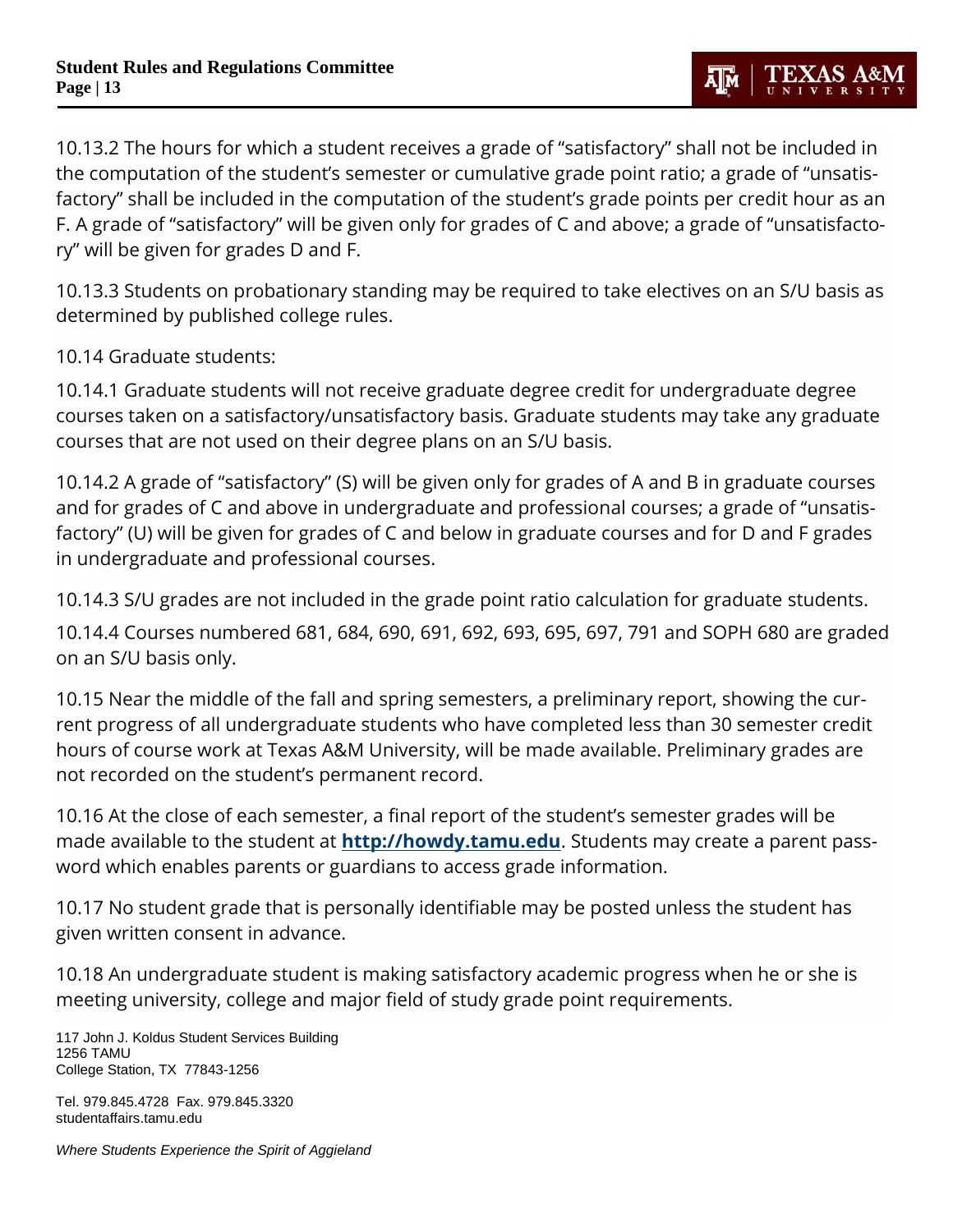10.13.2 The hours for which a student receives a grade of "satisfactory" shall not be included in the computation of the student's semester or cumulative grade point ratio; a grade of "unsatisfactory" shall be included in the computation of the student's grade points per credit hour as an F. A grade of "satisfactory" will be given only for grades of C and above; a grade of "unsatisfactory" will be given for grades D and F.

10.13.3 Students on probationary standing may be required to take electives on an S/U basis as determined by published college rules.

10.14 Graduate students:

10.14.1 Graduate students will not receive graduate degree credit for undergraduate degree courses taken on a satisfactory/unsatisfactory basis. Graduate students may take any graduate courses that are not used on their degree plans on an S/U basis.

10.14.2 A grade of "satisfactory" (S) will be given only for grades of A and B in graduate courses and for grades of C and above in undergraduate and professional courses; a grade of "unsatisfactory" (U) will be given for grades of C and below in graduate courses and for D and F grades in undergraduate and professional courses.

10.14.3 S/U grades are not included in the grade point ratio calculation for graduate students.

10.14.4 Courses numbered 681, 684, 690, 691, 692, 693, 695, 697, 791 and SOPH 680 are graded on an S/U basis only.

10.15 Near the middle of the fall and spring semesters, a preliminary report, showing the current progress of all undergraduate students who have completed less than 30 semester credit hours of course work at Texas A&M University, will be made available. Preliminary grades are not recorded on the student's permanent record.

10.16 At the close of each semester, a final report of the student's semester grades will be made available to the student at **http://howdy.tamu.edu**. Students may create a parent password which enables parents or guardians to access grade information.

10.17 No student grade that is personally identifiable may be posted unless the student has given written consent in advance.

10.18 An undergraduate student is making satisfactory academic progress when he or she is meeting university, college and major field of study grade point requirements.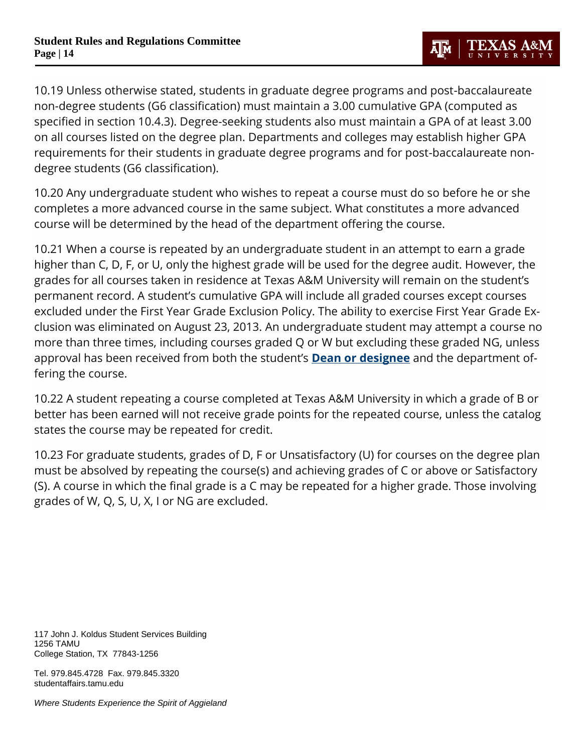10.19 Unless otherwise stated, students in graduate degree programs and post-baccalaureate non-degree students (G6 classification) must maintain a 3.00 cumulative GPA (computed as specified in section 10.4.3). Degree-seeking students also must maintain a GPA of at least 3.00 on all courses listed on the degree plan. Departments and colleges may establish higher GPA requirements for their students in graduate degree programs and for post-baccalaureate non-degree students (G6 classification).

10.20 Any undergraduate student who wishes to repeat a course must do so before he or she completes a more advanced course in the same subject. What constitutes a more advanced course will be determined by the head of the department offering the course.

10.21 When a course is repeated by an undergraduate student in an attempt to earn a grade higher than C, D, F, or U, only the highest grade will be used for the degree audit. However, the grades for all courses taken in residence at Texas A&M University will remain on the student's permanent record. A student's cumulative GPA will include all graded courses except courses excluded under the First Year Grade Exclusion Policy. The ability to exercise First Year Grade Exclusion was eliminated on August 23, 2013. An undergraduate student may attempt a course no more than three times, including courses graded Q or W but excluding these graded NG, unless approval has been received from both the student's **Dean or designee** and the department offering the course.

10.22 A student repeating a course completed at Texas A&M University in which a grade of B or better has been earned will not receive grade points for the repeated course, unless the catalog states the course may be repeated for credit.

10.23 For graduate students, grades of D, F or Unsatisfactory (U) for courses on the degree plan must be absolved by repeating the course(s) and achieving grades of C or above or Satisfactory (S). A course in which the final grade is a C may be repeated for a higher grade. Those involving grades of W, Q, S, U, X, I or NG are excluded.